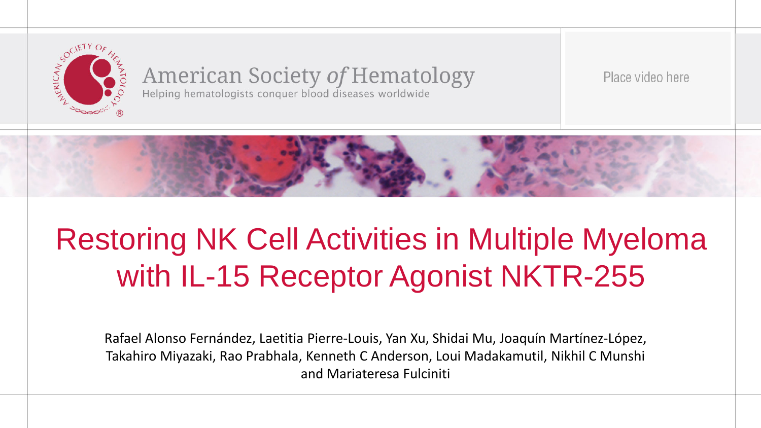American Society *of* Hematology

Helping hematologists conquer blood diseases worldwide

Place video here

# Restoring NK Cell Activities in Multiple Myeloma with IL-15 Receptor Agonist NKTR-255

Rafael Alonso Fernández, Laetitia Pierre-Louis, Yan Xu, Shidai Mu, Joaquín Martínez-López, Takahiro Miyazaki, Rao Prabhala, Kenneth C Anderson, Loui Madakamutil, Nikhil C Munshi and Mariateresa Fulciniti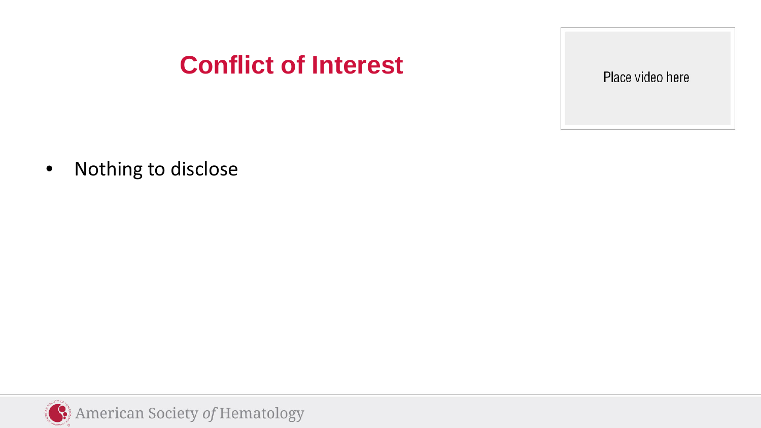# Conflict of Interest

Place video here

- Nothing to disclose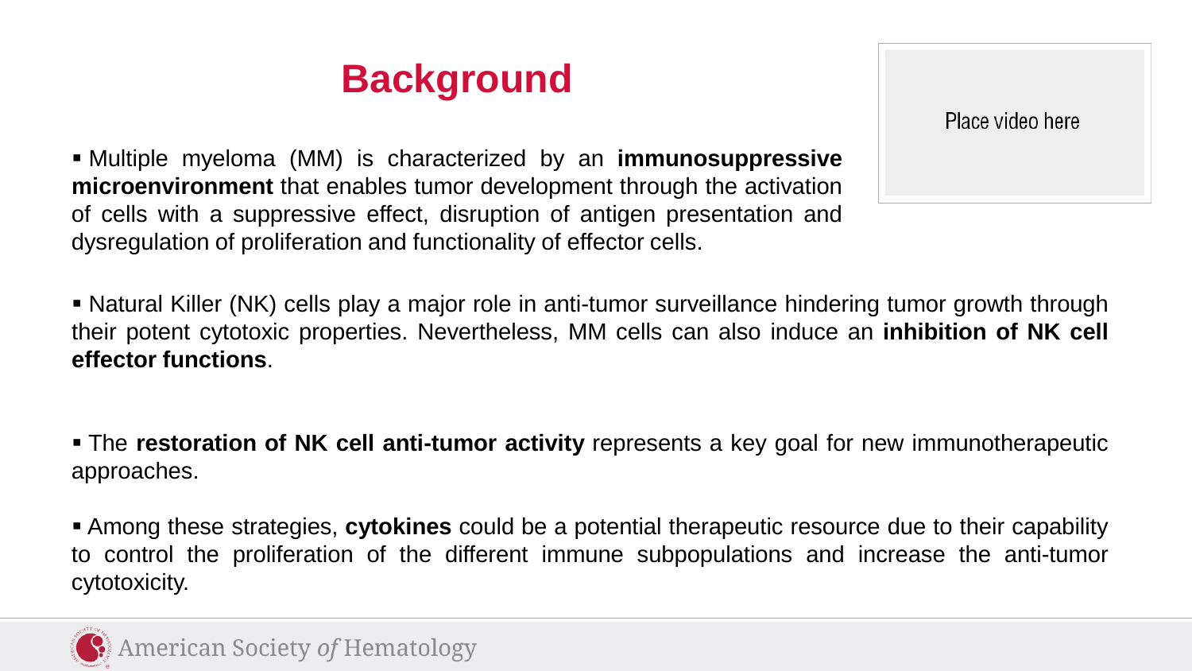# Background

Place video here

- Multiple myeloma (MM) is characterized by an **immunosuppressive microenvironment** that enables tumor development through the activation of cells with a suppressive effect, disruption of antigen presentation and dysregulation of proliferation and functionality of effector cells.

- Natural Killer (NK) cells play a major role in anti-tumor surveillance hindering tumor growth through their potent cytotoxic properties. Nevertheless, MM cells can also induce an **inhibition of NK cell effector functions**.

- The **restoration of NK cell anti-tumor activity** represents a key goal for new immunotherapeutic approaches.

- Among these strategies, **cytokines** could be a potential therapeutic resource due to their capability to control the proliferation of the different immune subpopulations and increase the anti-tumor cytotoxicity.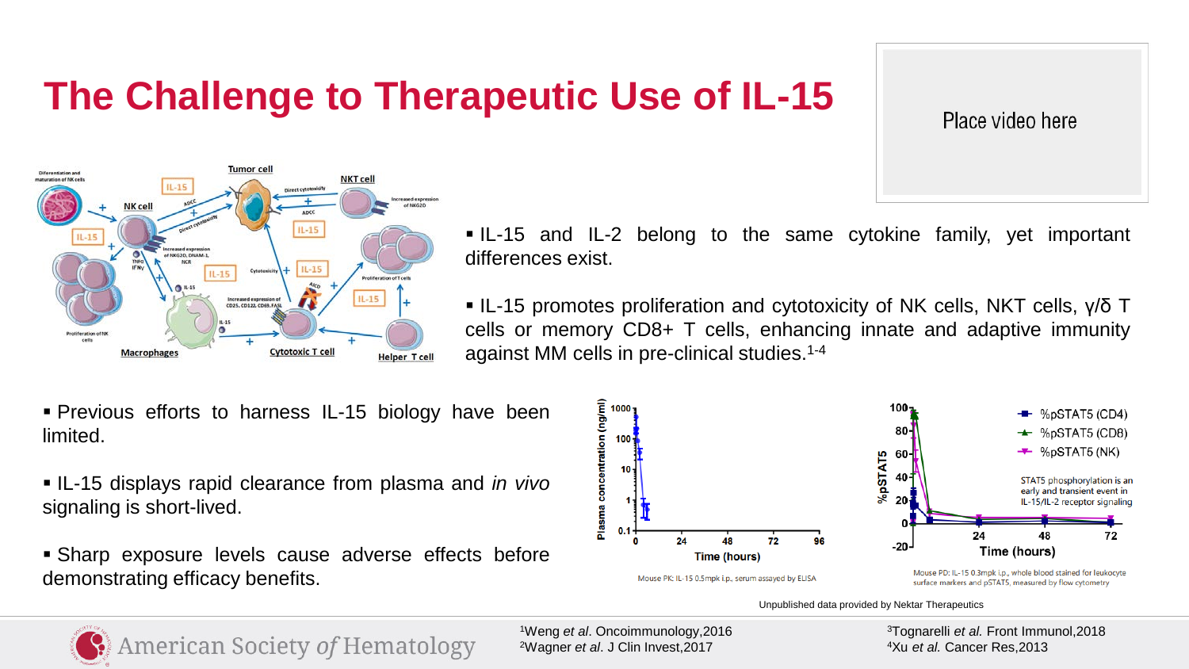# The Challenge to Therapeutic Use of IL-15

Place video here

- IL-15 and IL-2 belong to the same cytokine family, yet important differences exist.
- IL-15 promotes proliferation and cytotoxicity of NK cells, NKT cells, γ/δ T cells or memory CD8+ T cells, enhancing innate and adaptive immunity against MM cells in pre-clinical studies.[1-4]

- Previous efforts to harness IL-15 biology have been limited.
- IL-15 displays rapid clearance from plasma and *in vivo* signaling is short-lived.
- Sharp exposure levels cause adverse effects before demonstrating efficacy benefits.

Mouse PK: IL-15 0.5mpk i.p., serum assayed by ELISA

STAT5 phosphorylation is an early and transient event in IL-15/IL-2 receptor signaling

Mouse PD: IL-15 0.3mpk i.p., whole blood stained for leukocyte surface markers and pSTAT5, measured by flow cytometry

Unpublished data provided by Nektar Therapeutics

[1]Weng *et al*. Oncoimmunology,2016
[2]Wagner *et al*. J Clin Invest,2017
[3]Tognarelli *et al.* Front Immunol,2018
[4]Xu *et al.* Cancer Res,2013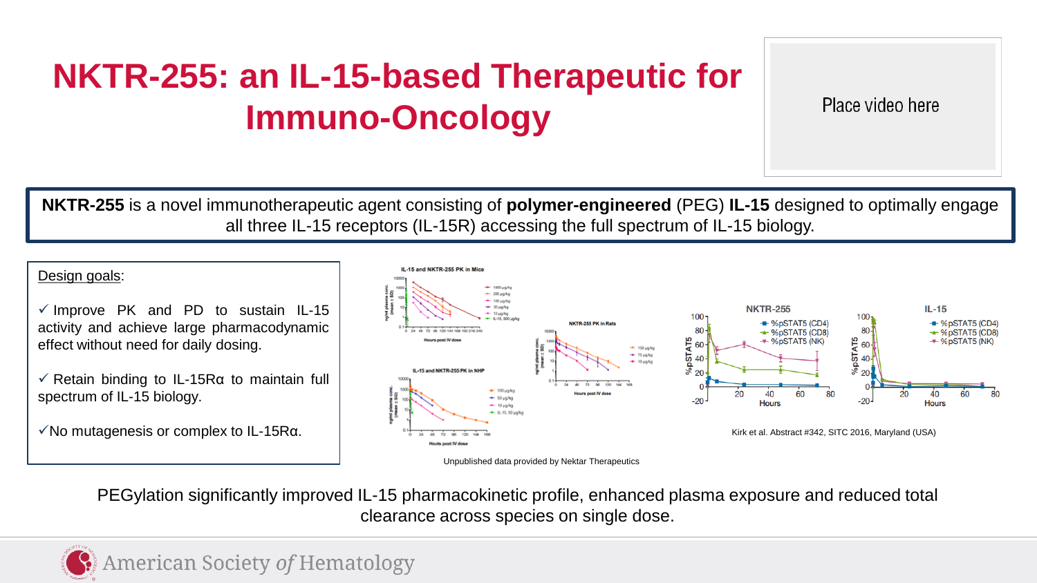# NKTR-255: an IL-15-based Therapeutic for Immuno-Oncology

Place video here

**NKTR-255** is a novel immunotherapeutic agent consisting of **polymer-engineered** (PEG) **IL-15** designed to optimally engage all three IL-15 receptors (IL-15R) accessing the full spectrum of IL-15 biology.

Design goals:

✓ Improve PK and PD to sustain IL-15 activity and achieve large pharmacodynamic effect without need for daily dosing.

✓ Retain binding to IL-15Rα to maintain full spectrum of IL-15 biology.

✓No mutagenesis or complex to IL-15Rα.

Unpublished data provided by Nektar Therapeutics

Kirk et al. Abstract #342, SITC 2016, Maryland (USA)

PEGylation significantly improved IL-15 pharmacokinetic profile, enhanced plasma exposure and reduced total clearance across species on single dose.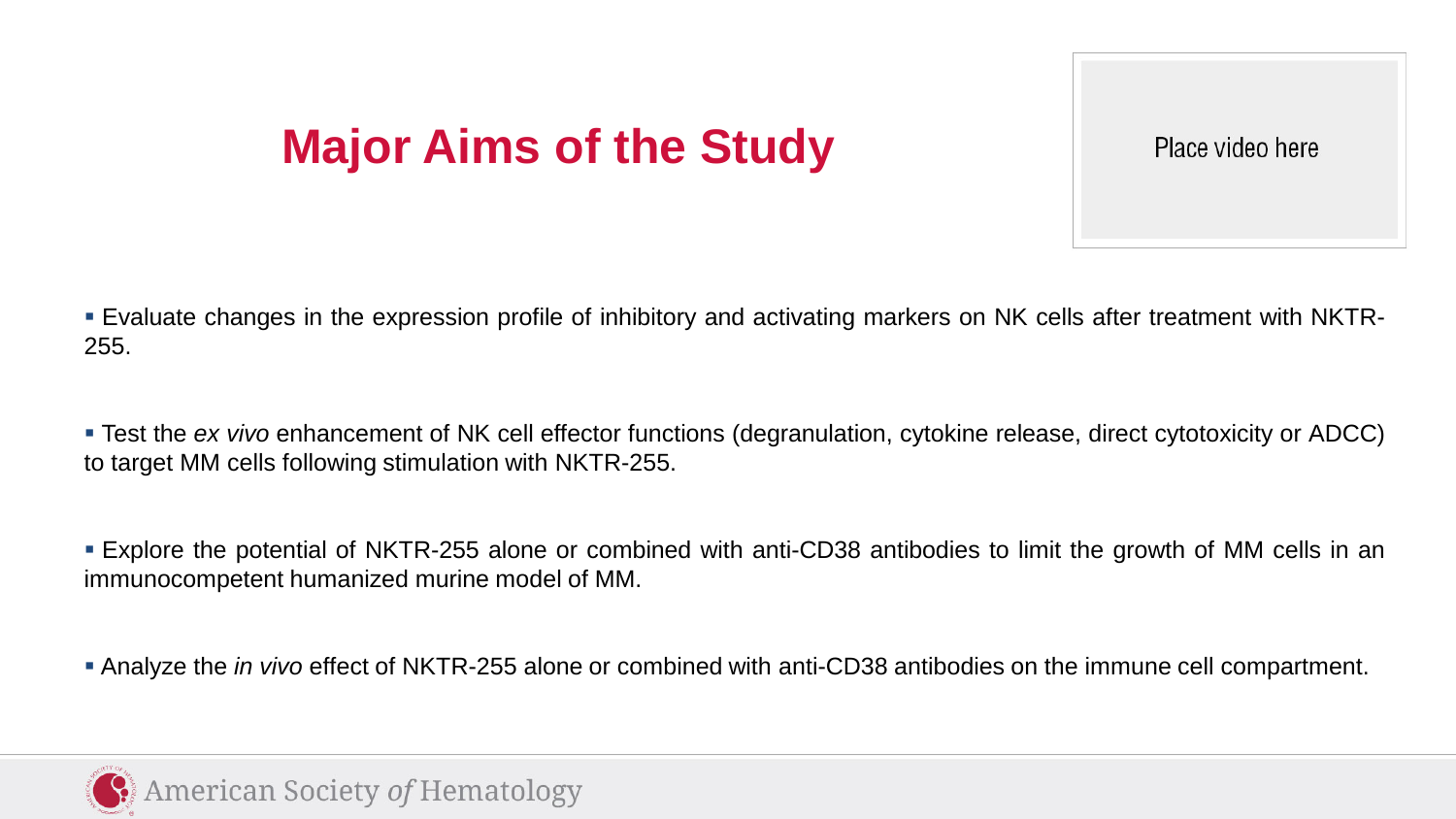# Major Aims of the Study

Place video here

- Evaluate changes in the expression profile of inhibitory and activating markers on NK cells after treatment with NKTR-255.

- Test the *ex vivo* enhancement of NK cell effector functions (degranulation, cytokine release, direct cytotoxicity or ADCC) to target MM cells following stimulation with NKTR-255.

- Explore the potential of NKTR-255 alone or combined with anti-CD38 antibodies to limit the growth of MM cells in an immunocompetent humanized murine model of MM.

- Analyze the *in vivo* effect of NKTR-255 alone or combined with anti-CD38 antibodies on the immune cell compartment.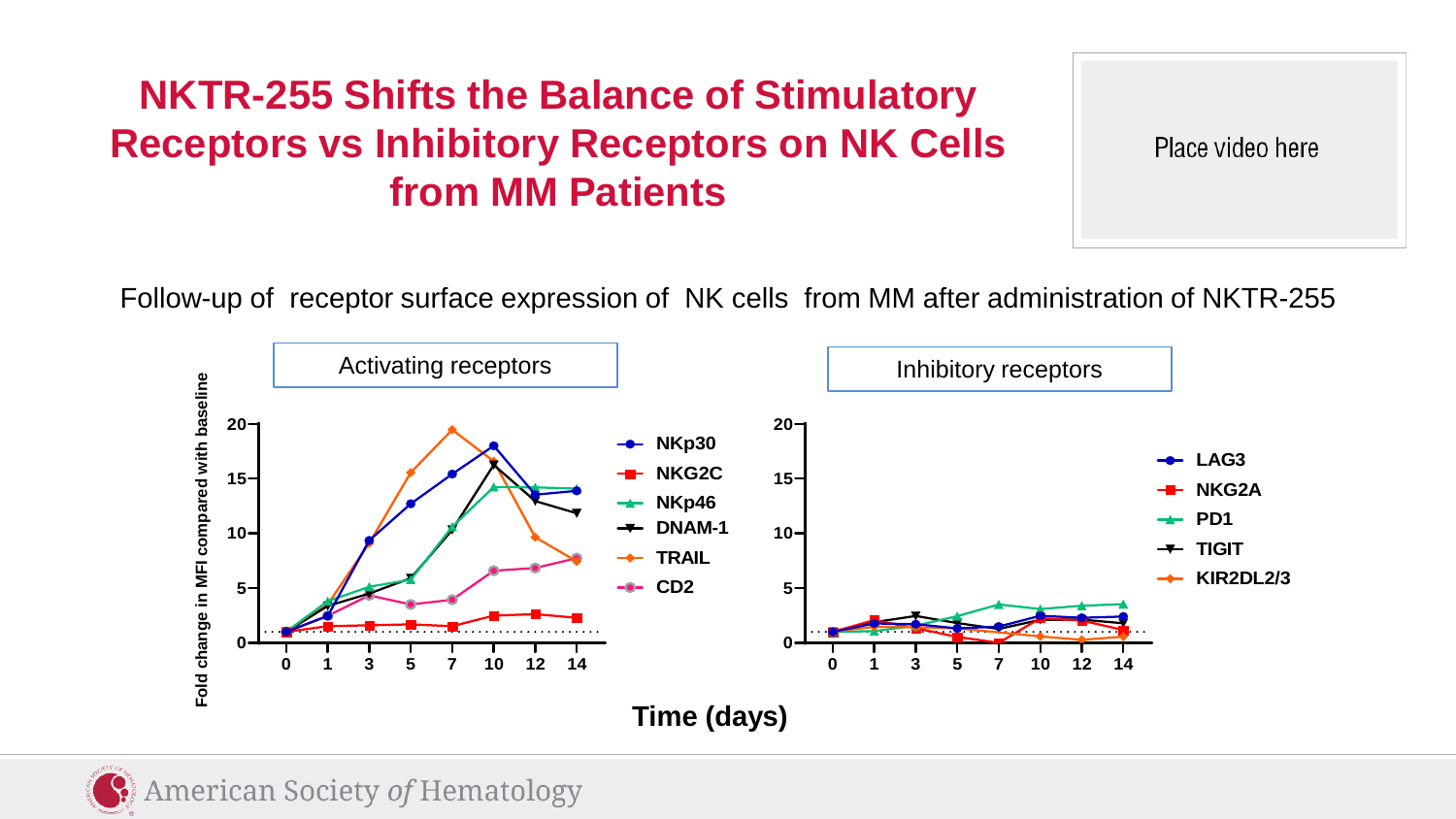# NKTR-255 Shifts the Balance of Stimulatory Receptors vs Inhibitory Receptors on NK Cells from MM Patients

Place video here

Follow-up of receptor surface expression of NK cells from MM after administration of NKTR-255

Activating receptors

Inhibitory receptors

Fold change in MFI compared with baseline

NKp30, NKG2C, NKp46, DNAM-1, TRAIL, CD2

LAG3, NKG2A, PD1, TIGIT, KIR2DL2/3

Time (days)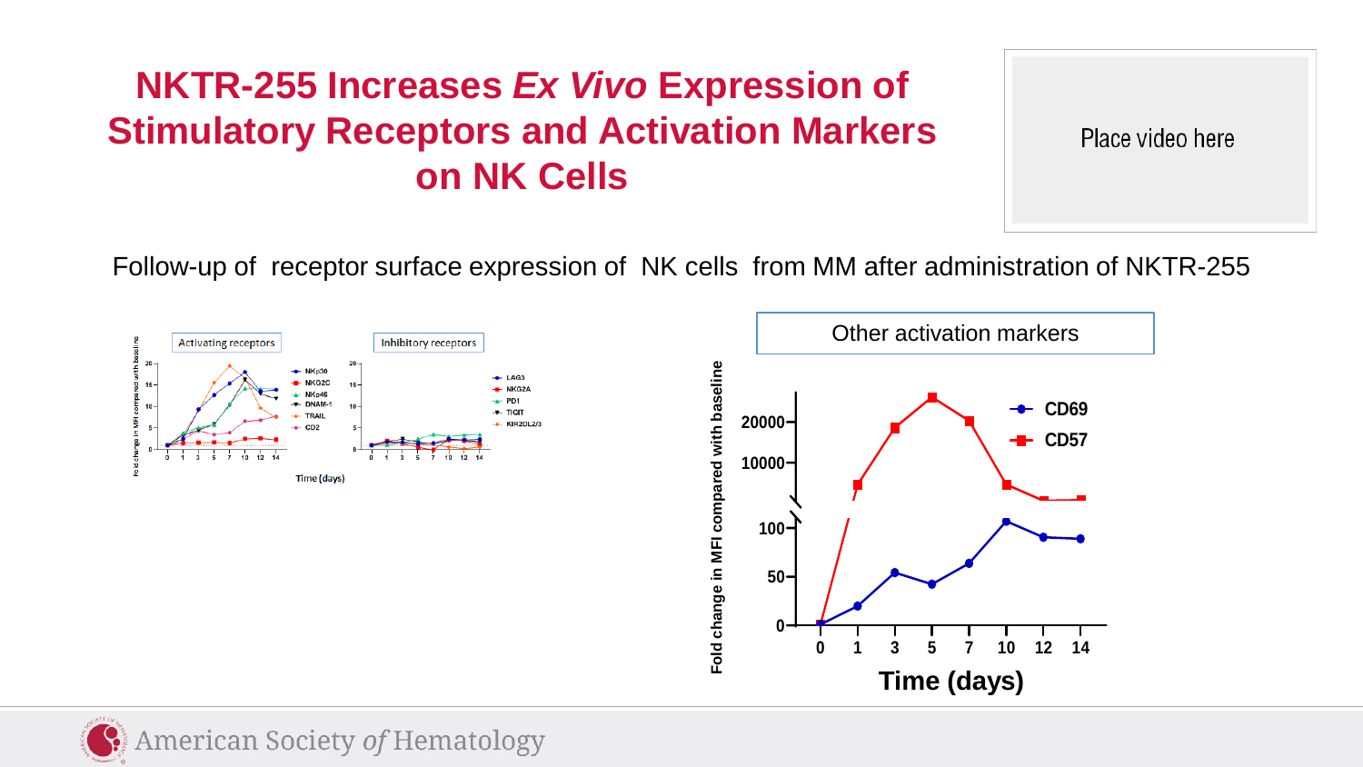# NKTR-255 Increases *Ex Vivo* Expression of Stimulatory Receptors and Activation Markers on NK Cells

Place video here

Follow-up of receptor surface expression of NK cells from MM after administration of NKTR-255

Activating receptors

Inhibitory receptors

Other activation markers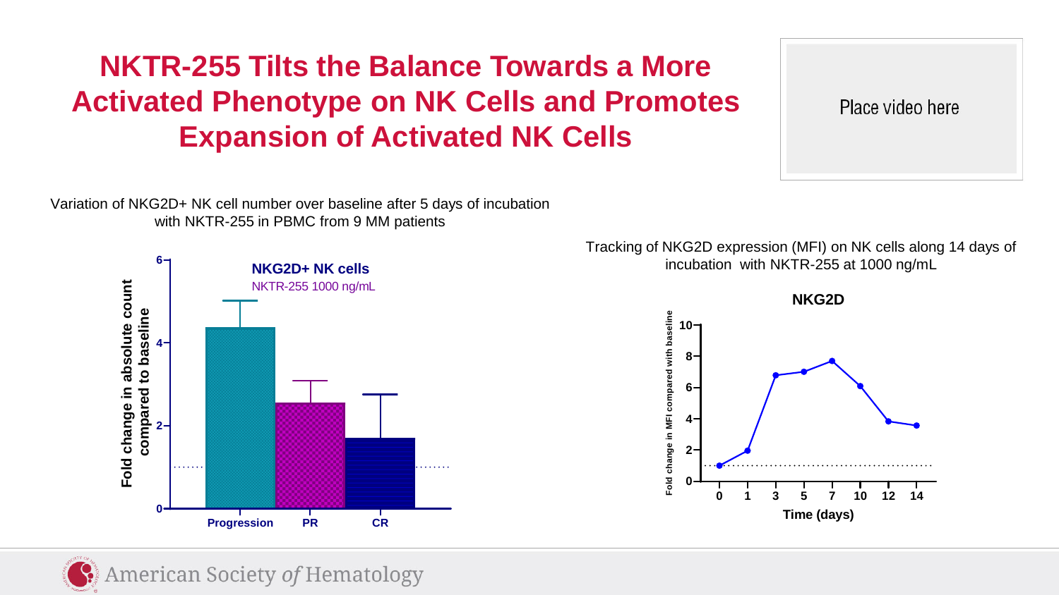# NKTR-255 Tilts the Balance Towards a More Activated Phenotype on NK Cells and Promotes Expansion of Activated NK Cells

Place video here

Variation of NKG2D+ NK cell number over baseline after 5 days of incubation with NKTR-255 in PBMC from 9 MM patients

**NKG2D+ NK cells**

NKTR-255 1000 ng/mL

Fold change in absolute count compared to baseline

Progression | PR | CR

Tracking of NKG2D expression (MFI) on NK cells along 14 days of incubation with NKTR-255 at 1000 ng/mL

**NKG2D**

Fold change in MFI compared with baseline

Time (days)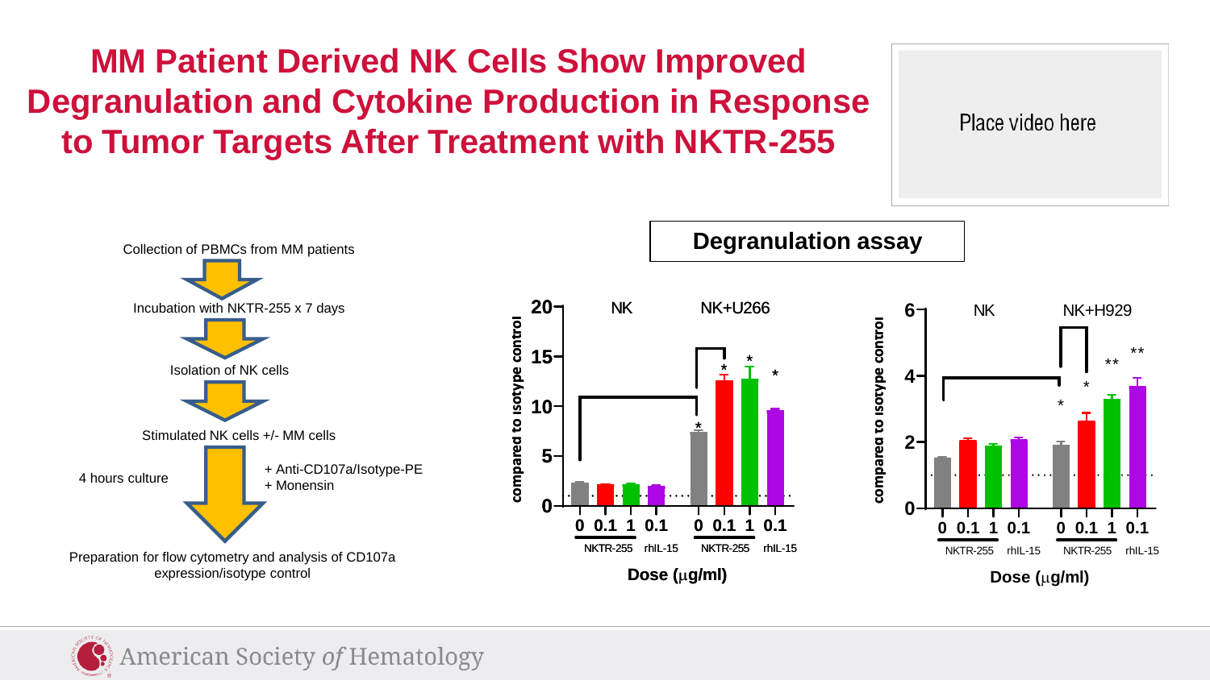# MM Patient Derived NK Cells Show Improved Degranulation and Cytokine Production in Response to Tumor Targets After Treatment with NKTR-255

Place video here

Collection of PBMCs from MM patients

Incubation with NKTR-255 x 7 days

Isolation of NK cells

Stimulated NK cells +/- MM cells

4 hours culture

+ Anti-CD107a/Isotype-PE
+ Monensin

Preparation for flow cytometry and analysis of CD107a expression/isotype control

## Degranulation assay

NK | NK+U266

compared to isotype control

0 0.1 1 0.1 | 0 0.1 1 0.1

NKTR-255 rhIL-15 | NKTR-255 rhIL-15

Dose (μg/ml)

NK | NK+H929

compared to isotype control

0 0.1 1 0.1 | 0 0.1 1 0.1

NKTR-255 rhIL-15 | NKTR-255 rhIL-15

Dose (μg/ml)

American Society *of* Hematology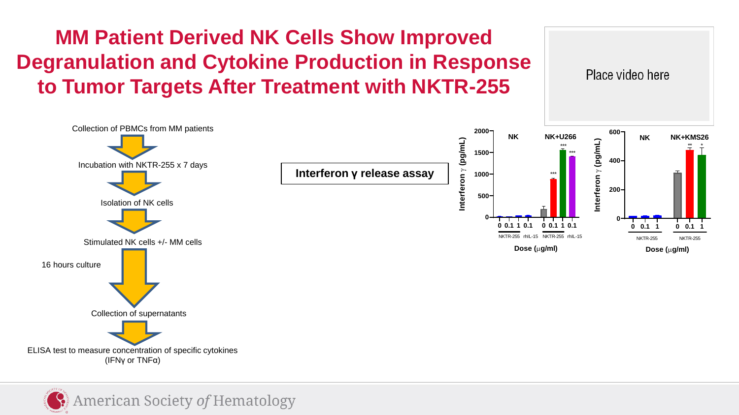# MM Patient Derived NK Cells Show Improved Degranulation and Cytokine Production in Response to Tumor Targets After Treatment with NKTR-255

Place video here

Collection of PBMCs from MM patients

Incubation with NKTR-255 x 7 days

Isolation of NK cells

Stimulated NK cells +/- MM cells

16 hours culture

Collection of supernatants

ELISA test to measure concentration of specific cytokines (IFNγ or TNFα)

**Interferon γ release assay**

Interferon γ (pg/mL)

NK | NK+U266

0 0.1 1 0.1 | 0 0.1 1 0.1

NKTR-255 rhIL-15 | NKTR-255 rhIL-15

Dose (μg/ml)

Interferon γ (pg/mL)

NK | NK+KMS26

0 0.1 1 | 0 0.1 1

NKTR-255 | NKTR-255

Dose (μg/ml)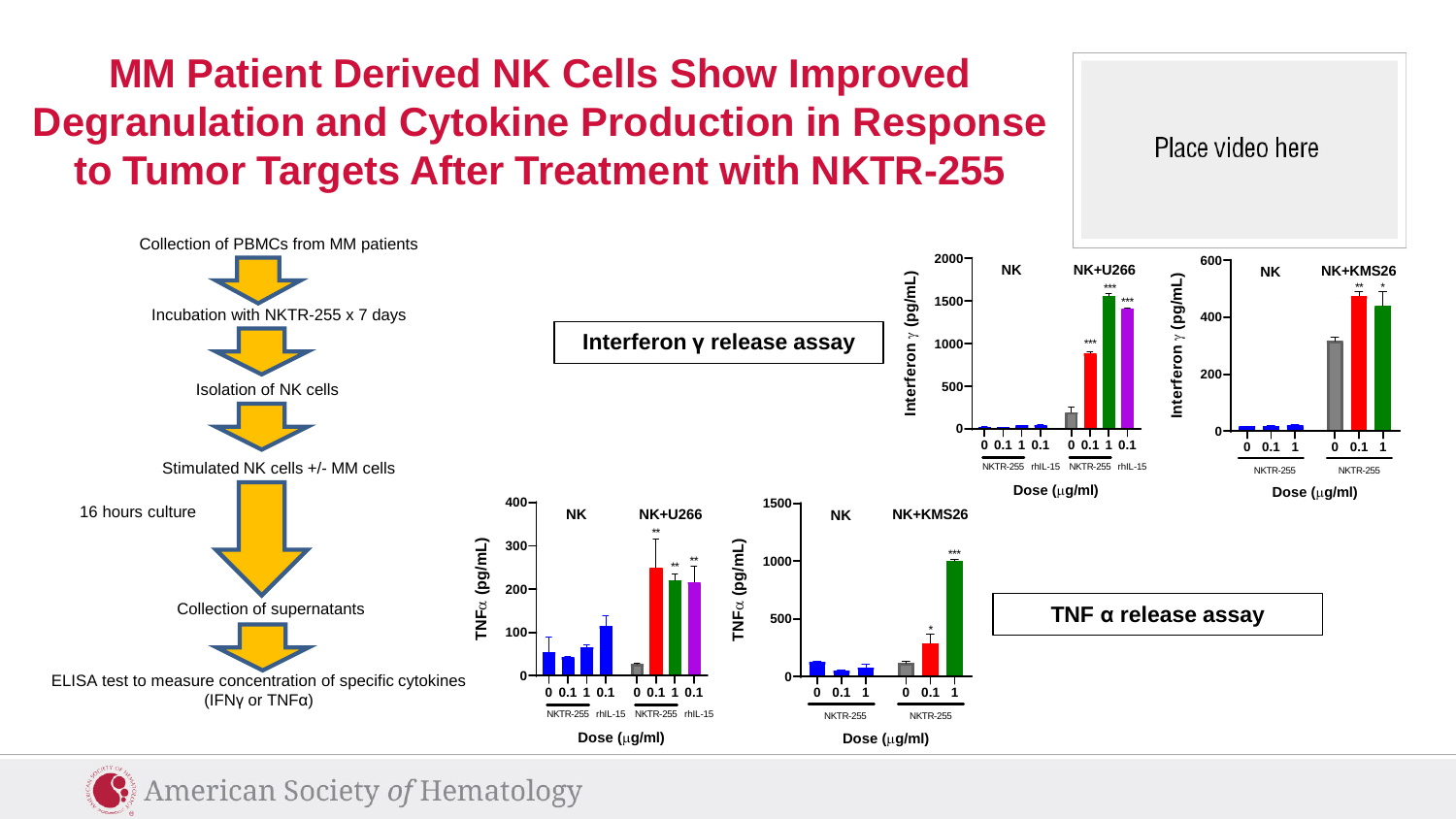# MM Patient Derived NK Cells Show Improved Degranulation and Cytokine Production in Response to Tumor Targets After Treatment with NKTR-255

Place video here

Collection of PBMCs from MM patients

Incubation with NKTR-255 x 7 days

Isolation of NK cells

Stimulated NK cells +/- MM cells

16 hours culture

Collection of supernatants

ELISA test to measure concentration of specific cytokines (IFNγ or TNFα)

**Interferon γ release assay**

**TNF α release assay**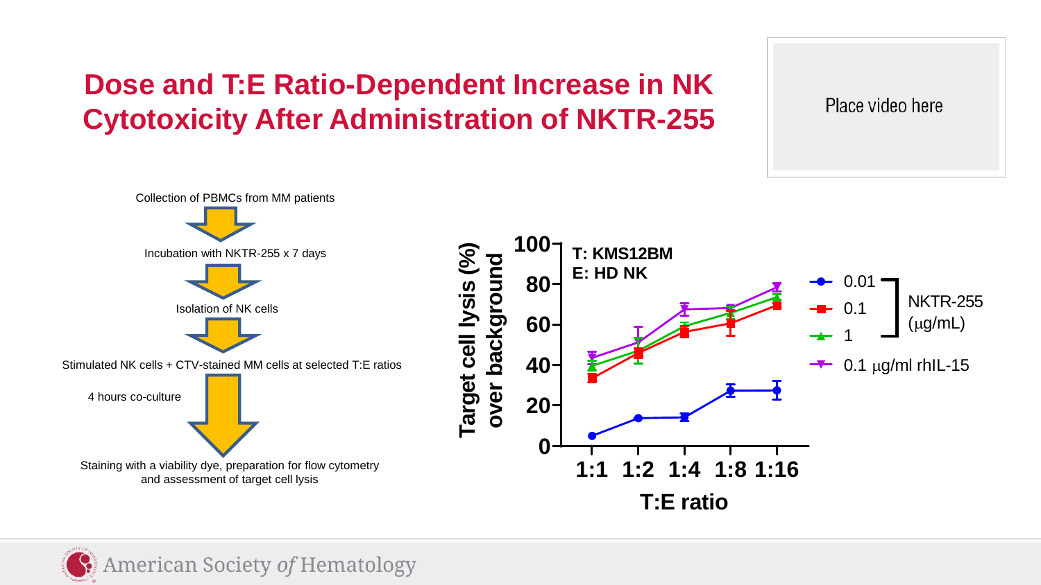# Dose and T:E Ratio-Dependent Increase in NK Cytotoxicity After Administration of NKTR-255

Place video here

Collection of PBMCs from MM patients

Incubation with NKTR-255 x 7 days

Isolation of NK cells

Stimulated NK cells + CTV-stained MM cells at selected T:E ratios

4 hours co-culture

Staining with a viability dye, preparation for flow cytometry and assessment of target cell lysis

T: KMS12BM
E: HD NK

Target cell lysis (%) over background

T:E ratio

1:1 1:2 1:4 1:8 1:16

NKTR-255 ($\mu$g/mL): 0.01, 0.1, 1

0.1 $\mu$g/ml rhIL-15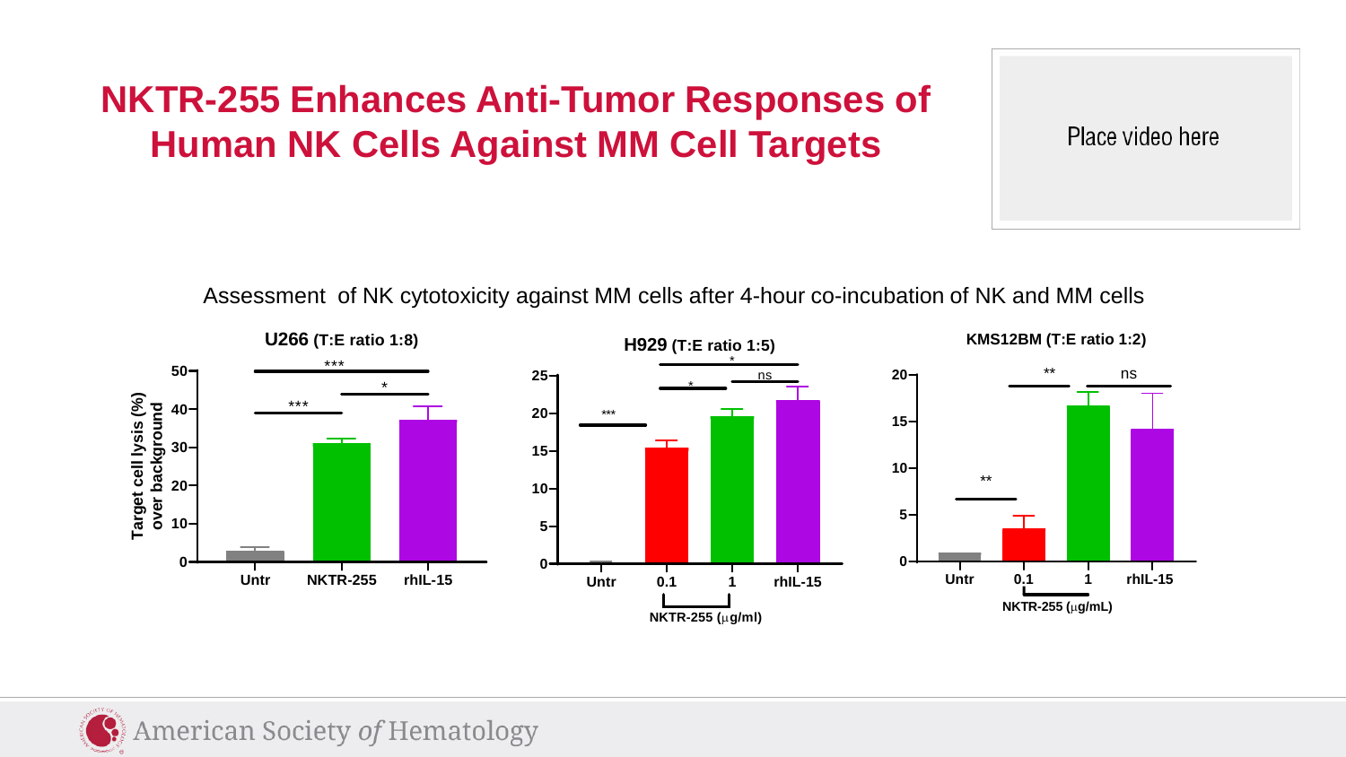# NKTR-255 Enhances Anti-Tumor Responses of Human NK Cells Against MM Cell Targets

Place video here

Assessment of NK cytotoxicity against MM cells after 4-hour co-incubation of NK and MM cells

**U266** (T:E ratio 1:8)

**H929** (T:E ratio 1:5)

**KMS12BM** (T:E ratio 1:2)

Target cell lysis (%) over background

Untr, NKTR-255, rhIL-15

Untr, 0.1, 1, rhIL-15 — NKTR-255 (μg/ml)

Untr, 0.1, 1, rhIL-15 — NKTR-255 (μg/mL)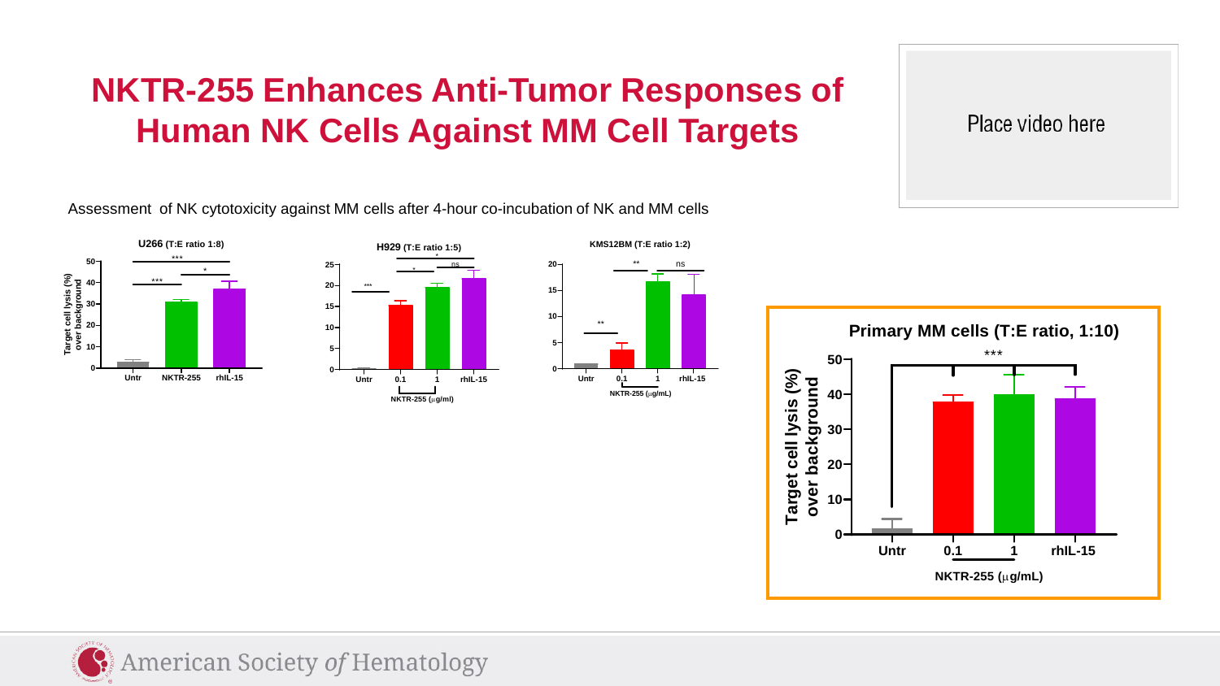# NKTR-255 Enhances Anti-Tumor Responses of Human NK Cells Against MM Cell Targets

Place video here

Assessment of NK cytotoxicity against MM cells after 4-hour co-incubation of NK and MM cells

**U266 (T:E ratio 1:8)**

**H929 (T:E ratio 1:5)**

**KMS12BM (T:E ratio 1:2)**

**Primary MM cells (T:E ratio, 1:10)**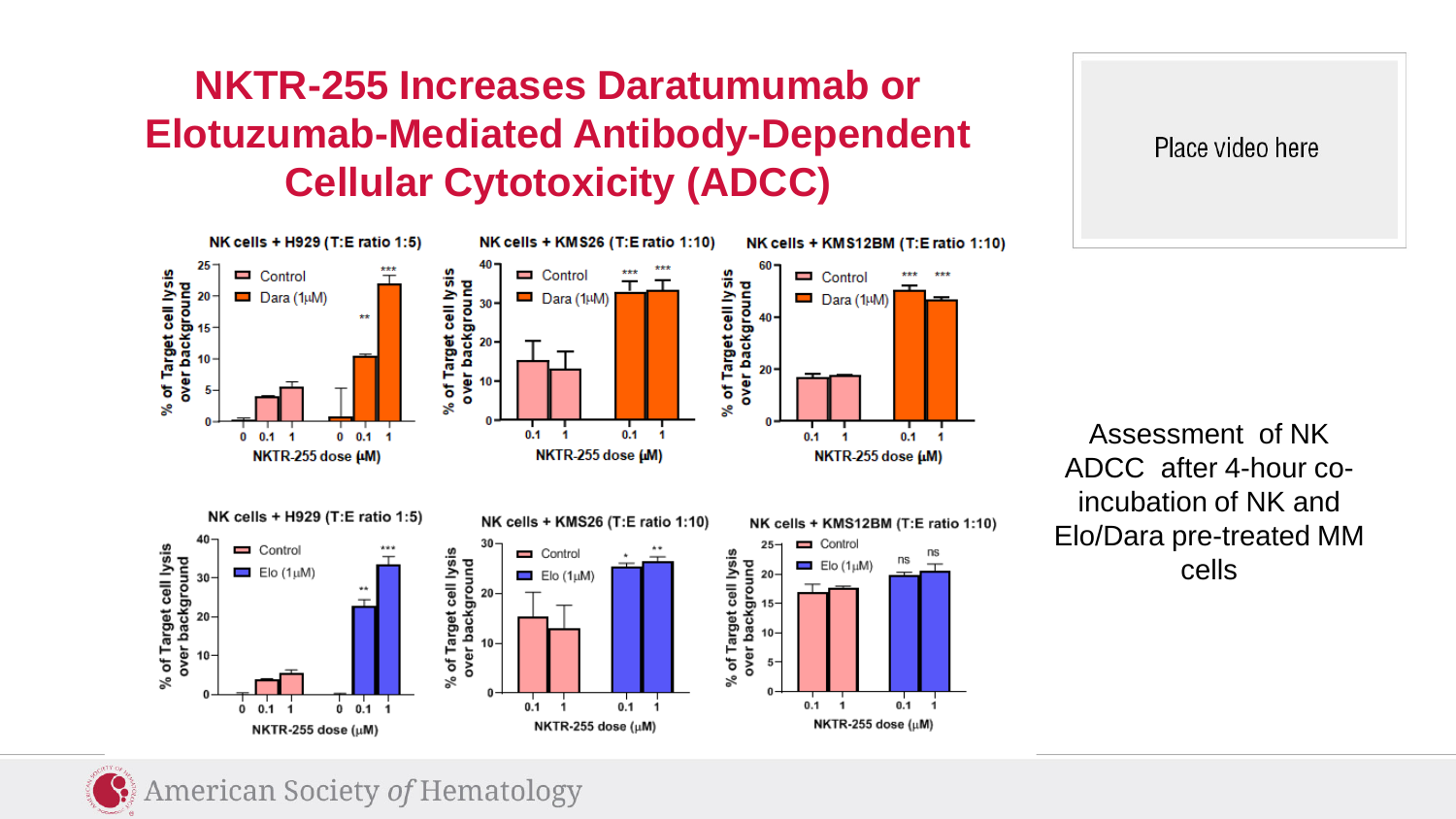# NKTR-255 Increases Daratumumab or Elotuzumab-Mediated Antibody-Dependent Cellular Cytotoxicity (ADCC)

NK cells + H929 (T:E ratio 1:5)

NK cells + KMS26 (T:E ratio 1:10)

NK cells + KMS12BM (T:E ratio 1:10)

NK cells + H929 (T:E ratio 1:5)

NK cells + KMS26 (T:E ratio 1:10)

NK cells + KMS12BM (T:E ratio 1:10)

Place video here

Assessment of NK ADCC after 4-hour co-incubation of NK and Elo/Dara pre-treated MM cells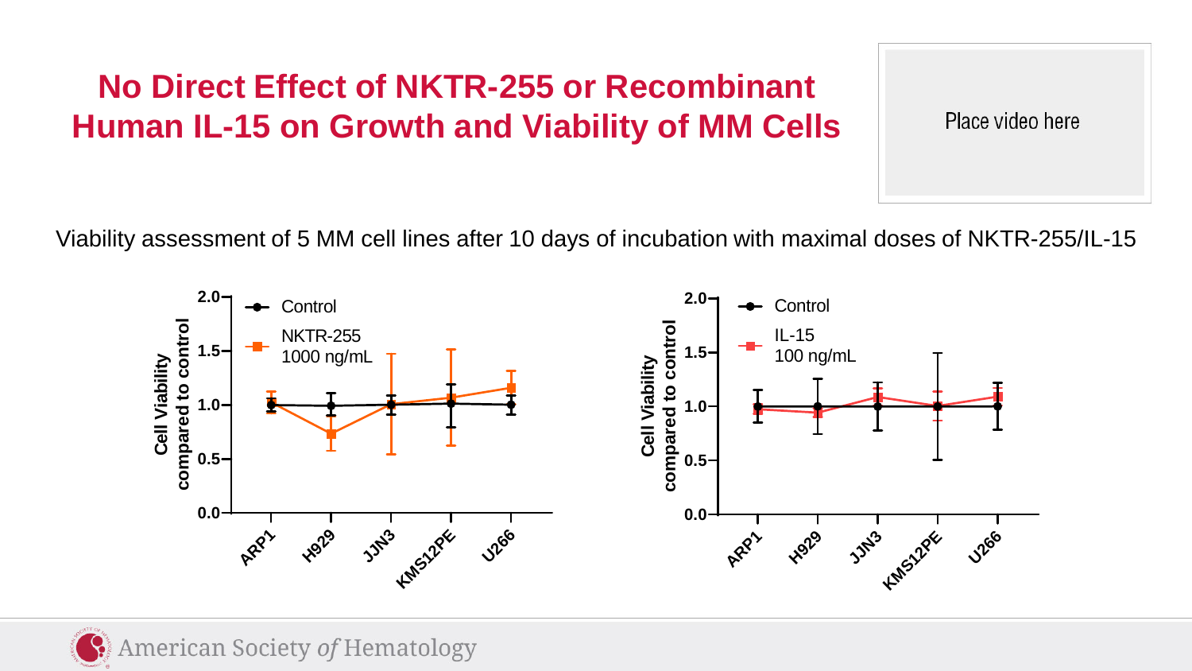# No Direct Effect of NKTR-255 or Recombinant Human IL-15 on Growth and Viability of MM Cells

Place video here

Viability assessment of 5 MM cell lines after 10 days of incubation with maximal doses of NKTR-255/IL-15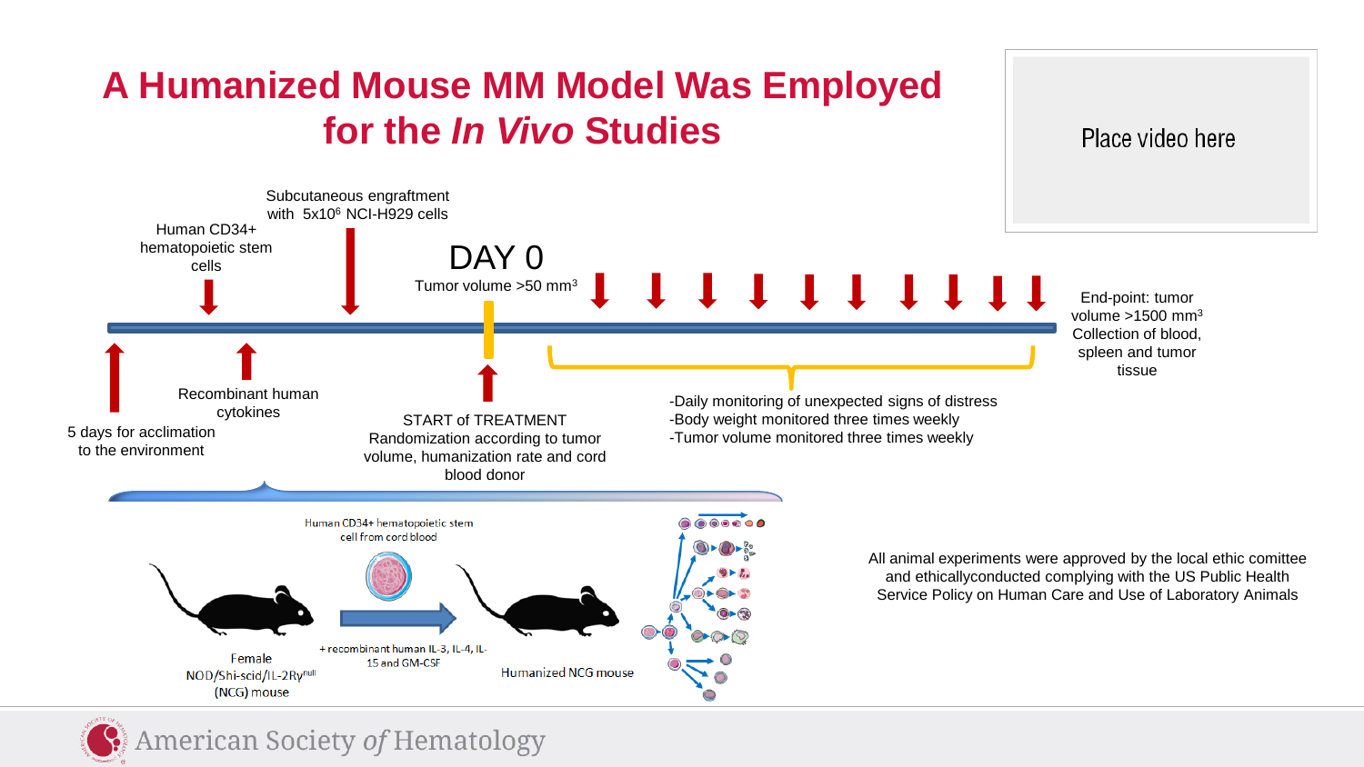# A Humanized Mouse MM Model Was Employed for the *In Vivo* Studies

Place video here

Human CD34+ hematopoietic stem cells

Subcutaneous engraftment with $5x10^6$ NCI-H929 cells

DAY 0

Tumor volume >50 $mm^3$

End-point: tumor volume >1500 $mm^3$
Collection of blood, spleen and tumor tissue

5 days for acclimation to the environment

Recombinant human cytokines

START of TREATMENT
Randomization according to tumor volume, humanization rate and cord blood donor

- Daily monitoring of unexpected signs of distress
- Body weight monitored three times weekly
- Tumor volume monitored three times weekly

Human CD34+ hematopoietic stem cell from cord blood

Female NOD/Shi-scid/IL-2Rγ$^{null}$ (NCG) mouse

+ recombinant human IL-3, IL-4, IL-15 and GM-CSF

Humanized NCG mouse

All animal experiments were approved by the local ethic comittee and ethicallyconducted complying with the US Public Health Service Policy on Human Care and Use of Laboratory Animals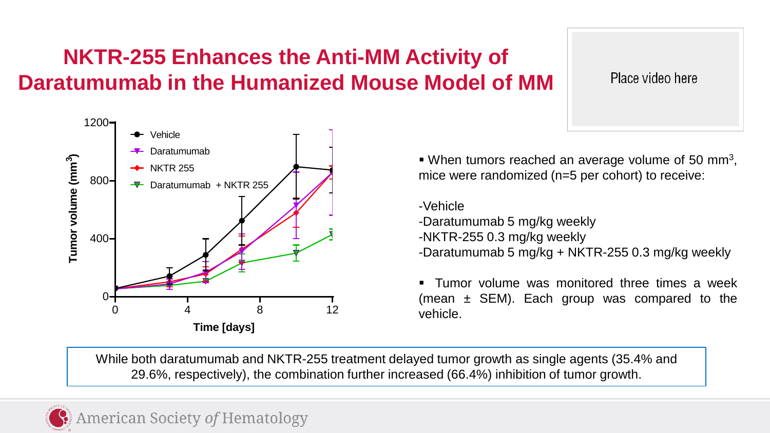# NKTR-255 Enhances the Anti-MM Activity of Daratumumab in the Humanized Mouse Model of MM

Place video here

- When tumors reached an average volume of 50 $mm^3$, mice were randomized (n=5 per cohort) to receive:

-Vehicle
-Daratumumab 5 mg/kg weekly
-NKTR-255 0.3 mg/kg weekly
-Daratumumab 5 mg/kg + NKTR-255 0.3 mg/kg weekly

- Tumor volume was monitored three times a week (mean ± SEM). Each group was compared to the vehicle.

While both daratumumab and NKTR-255 treatment delayed tumor growth as single agents (35.4% and 29.6%, respectively), the combination further increased (66.4%) inhibition of tumor growth.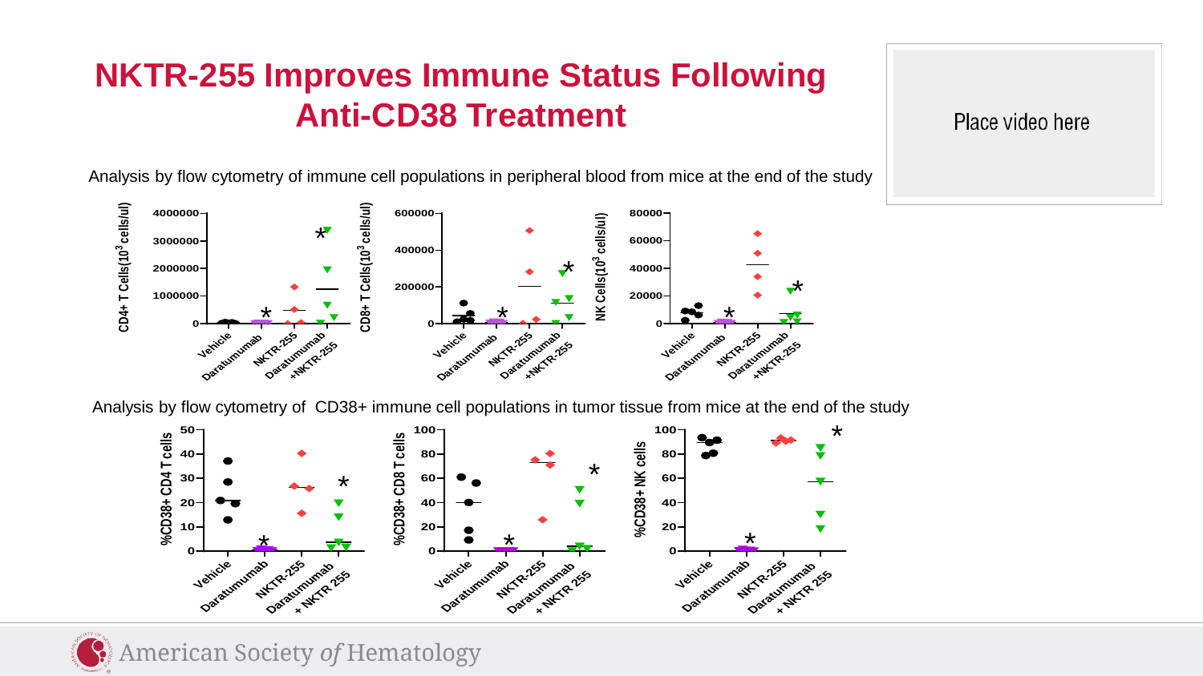# NKTR-255 Improves Immune Status Following Anti-CD38 Treatment

Place video here

Analysis by flow cytometry of immune cell populations in peripheral blood from mice at the end of the study

Analysis by flow cytometry of CD38+ immune cell populations in tumor tissue from mice at the end of the study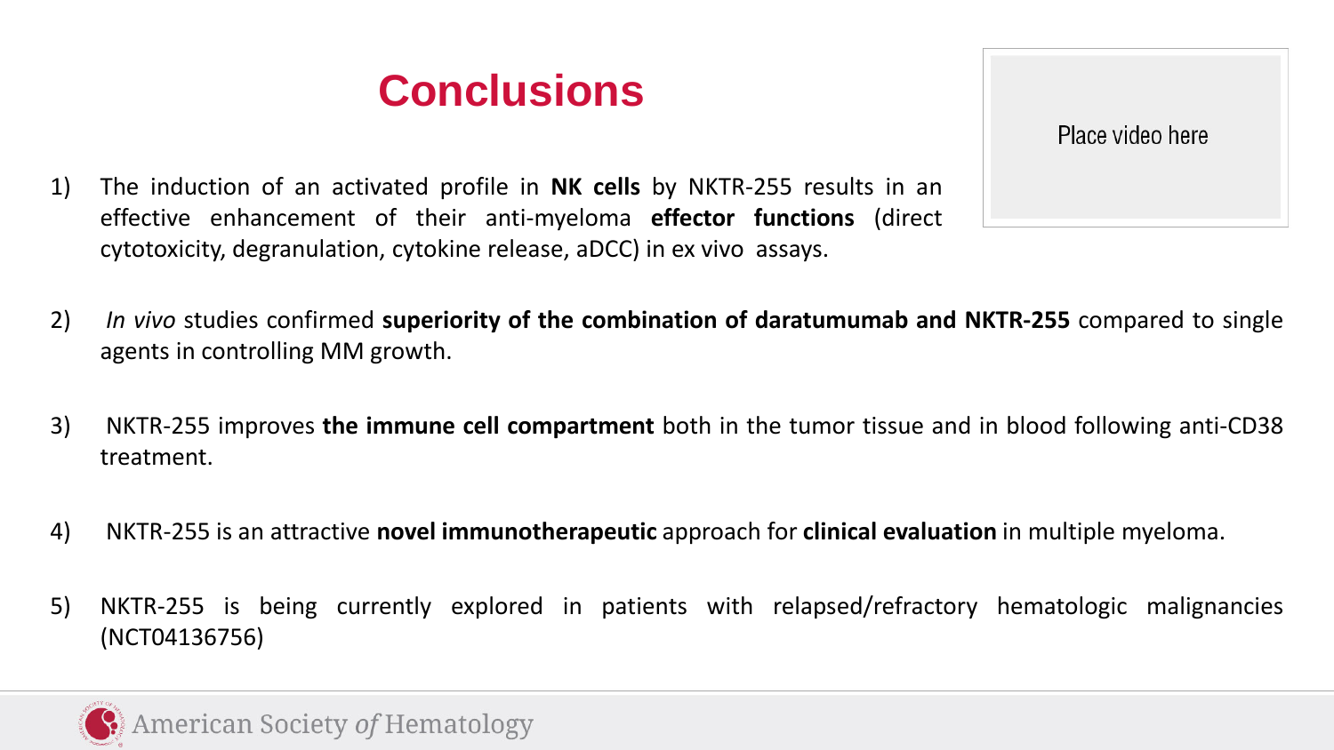# Conclusions

Place video here

1) The induction of an activated profile in **NK cells** by NKTR-255 results in an effective enhancement of their anti-myeloma **effector functions** (direct cytotoxicity, degranulation, cytokine release, aDCC) in ex vivo assays.

2) *In vivo* studies confirmed **superiority of the combination of daratumumab and NKTR-255** compared to single agents in controlling MM growth.

3) NKTR-255 improves **the immune cell compartment** both in the tumor tissue and in blood following anti-CD38 treatment.

4) NKTR-255 is an attractive **novel immunotherapeutic** approach for **clinical evaluation** in multiple myeloma.

5) NKTR-255 is being currently explored in patients with relapsed/refractory hematologic malignancies (NCT04136756)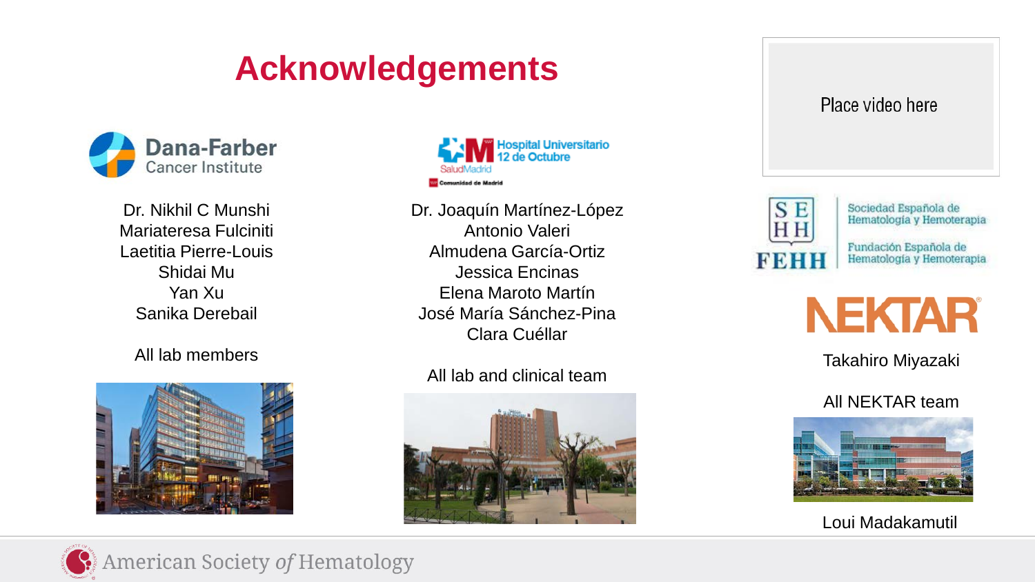# Acknowledgements

Dana-Farber Cancer Institute

Dr. Nikhil C Munshi
Mariateresa Fulciniti
Laetitia Pierre-Louis
Shidai Mu
Yan Xu
Sanika Derebail

All lab members

Hospital Universitario 12 de Octubre
SaludMadrid
Comunidad de Madrid

Dr. Joaquín Martínez-López
Antonio Valeri
Almudena García-Ortiz
Jessica Encinas
Elena Maroto Martín
José María Sánchez-Pina
Clara Cuéllar

All lab and clinical team

Place video here

SEHH
FEHH
Sociedad Española de Hematología y Hemoterapia
Fundación Española de Hematología y Hemoterapia

NEKTAR

Takahiro Miyazaki

All NEKTAR team

Loui Madakamutil